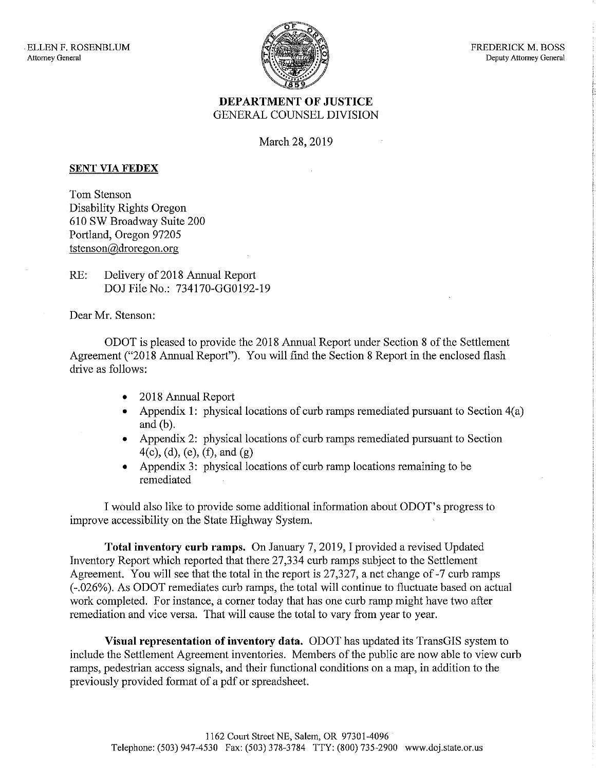ELLEN F. ROSENBLUM
Attorney General

FREDERICK M. BOSS
Deputy Attorney General

**DEPARTMENT OF JUSTICE**
GENERAL COUNSEL DIVISION

March 28, 2019

**SENT VIA FEDEX**

Tom Stenson
Disability Rights Oregon
610 SW Broadway Suite 200
Portland, Oregon 97205
tstenson@droregon.org

RE: Delivery of 2018 Annual Report
DOJ File No.: 734170-GG0192-19

Dear Mr. Stenson:

ODOT is pleased to provide the 2018 Annual Report under Section 8 of the Settlement Agreement ("2018 Annual Report"). You will find the Section 8 Report in the enclosed flash drive as follows:

- 2018 Annual Report
- Appendix 1: physical locations of curb ramps remediated pursuant to Section 4(a) and (b).
- Appendix 2: physical locations of curb ramps remediated pursuant to Section 4(c), (d), (e), (f), and (g)
- Appendix 3: physical locations of curb ramp locations remaining to be remediated

I would also like to provide some additional information about ODOT's progress to improve accessibility on the State Highway System.

**Total inventory curb ramps.** On January 7, 2019, I provided a revised Updated Inventory Report which reported that there 27,334 curb ramps subject to the Settlement Agreement. You will see that the total in the report is 27,327, a net change of -7 curb ramps (-.026%). As ODOT remediates curb ramps, the total will continue to fluctuate based on actual work completed. For instance, a corner today that has one curb ramp might have two after remediation and vice versa. That will cause the total to vary from year to year.

**Visual representation of inventory data.** ODOT has updated its TransGIS system to include the Settlement Agreement inventories. Members of the public are now able to view curb ramps, pedestrian access signals, and their functional conditions on a map, in addition to the previously provided format of a pdf or spreadsheet.

1162 Court Street NE, Salem, OR 97301-4096
Telephone: (503) 947-4530 Fax: (503) 378-3784 TTY: (800) 735-2900 www.doj.state.or.us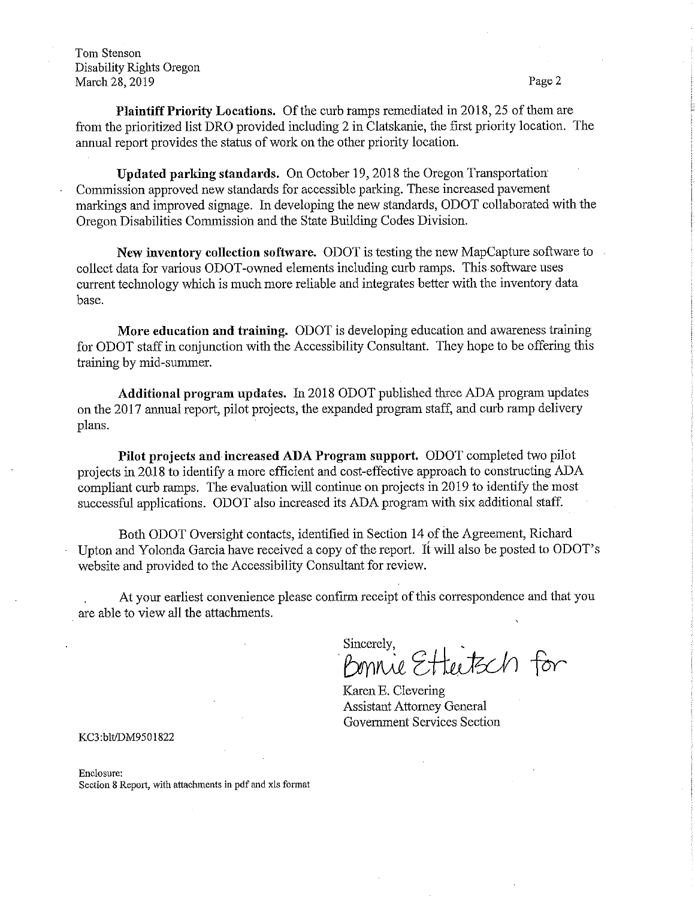**Plaintiff Priority Locations.** Of the curb ramps remediated in 2018, 25 of them are from the prioritized list DRO provided including 2 in Clatskanie, the first priority location. The annual report provides the status of work on the other priority location.

**Updated parking standards.** On October 19, 2018 the Oregon Transportation Commission approved new standards for accessible parking. These increased pavement markings and improved signage. In developing the new standards, ODOT collaborated with the Oregon Disabilities Commission and the State Building Codes Division.

**New inventory collection software.** ODOT is testing the new MapCapture software to collect data for various ODOT-owned elements including curb ramps. This software uses current technology which is much more reliable and integrates better with the inventory data base.

**More education and training.** ODOT is developing education and awareness training for ODOT staff in conjunction with the Accessibility Consultant. They hope to be offering this training by mid-summer.

**Additional program updates.** In 2018 ODOT published three ADA program updates on the 2017 annual report, pilot projects, the expanded program staff, and curb ramp delivery plans.

**Pilot projects and increased ADA Program support.** ODOT completed two pilot projects in 2018 to identify a more efficient and cost-effective approach to constructing ADA compliant curb ramps. The evaluation will continue on projects in 2019 to identify the most successful applications. ODOT also increased its ADA program with six additional staff.

Both ODOT Oversight contacts, identified in Section 14 of the Agreement, Richard Upton and Yolonda Garcia have received a copy of the report. It will also be posted to ODOT's website and provided to the Accessibility Consultant for review.

At your earliest convenience please confirm receipt of this correspondence and that you are able to view all the attachments.

Sincerely,

Bonnie Ettietsch for

Karen E. Clevering
Assistant Attorney General
Government Services Section

KC3:blt/DM9501822

Enclosure:
Section 8 Report, with attachments in pdf and xls format